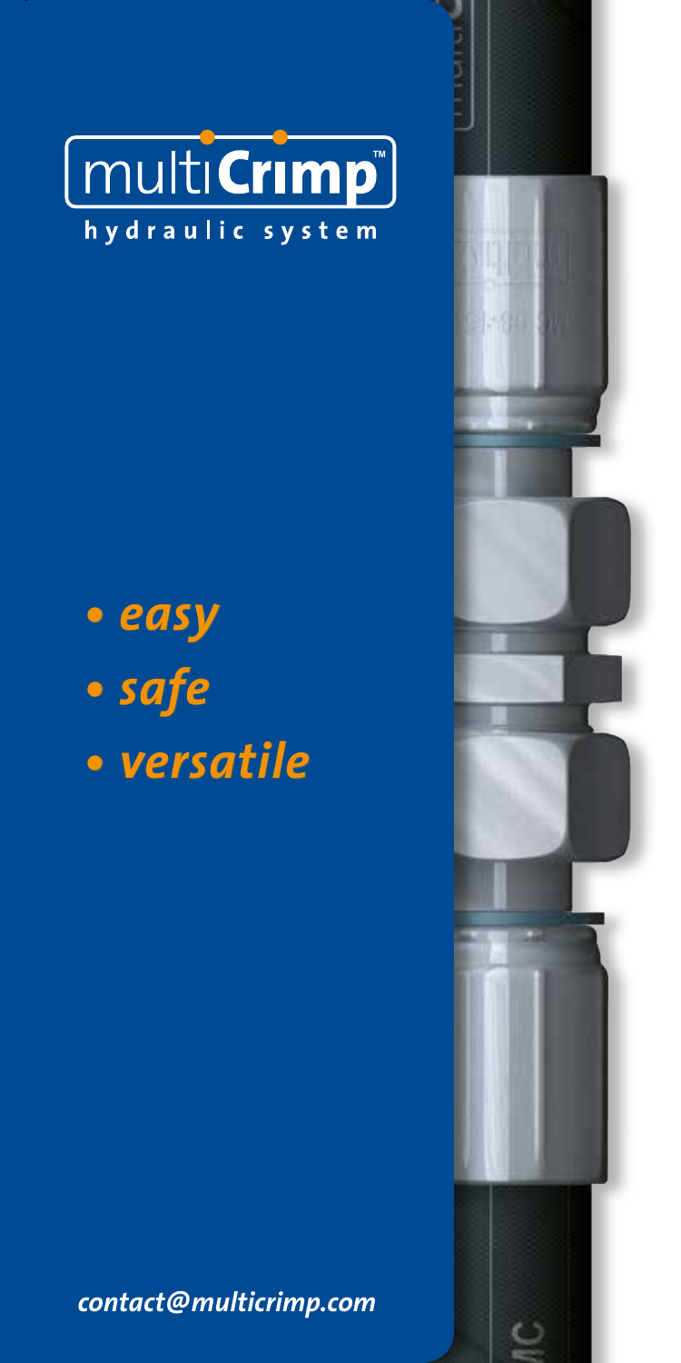# multiCrimp™

hydraulic system

- *easy*
- *safe*
- *versatile*

*contact@multicrimp.com*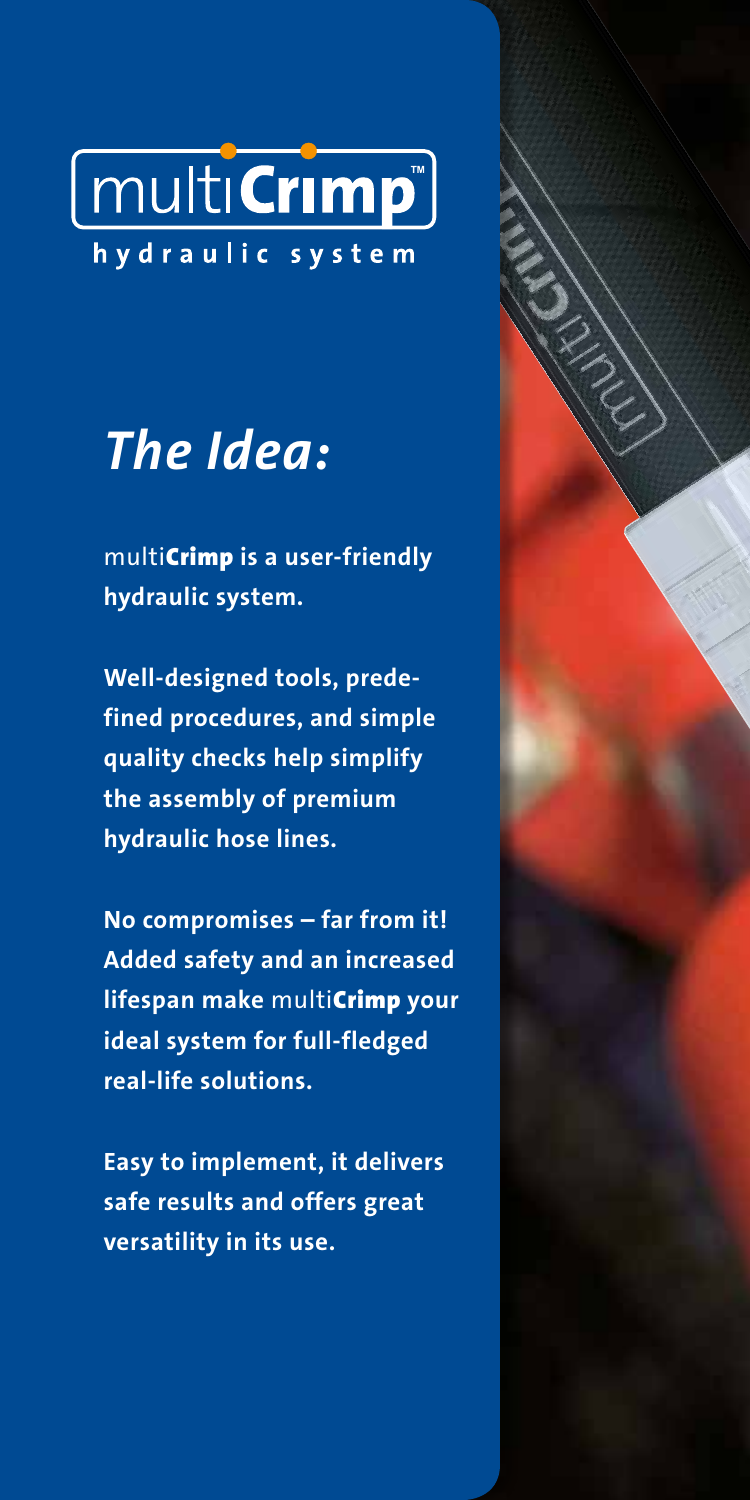multi**Crimp**™

**hydraulic system**

# *The Idea:*

multi**Crimp** **is a user-friendly hydraulic system.**

**Well-designed tools, predefined procedures, and simple quality checks help simplify the assembly of premium hydraulic hose lines.**

**No compromises – far from it! Added safety and an increased lifespan make** multi**Crimp** **your ideal system for full-fledged real-life solutions.**

**Easy to implement, it delivers safe results and offers great versatility in its use.**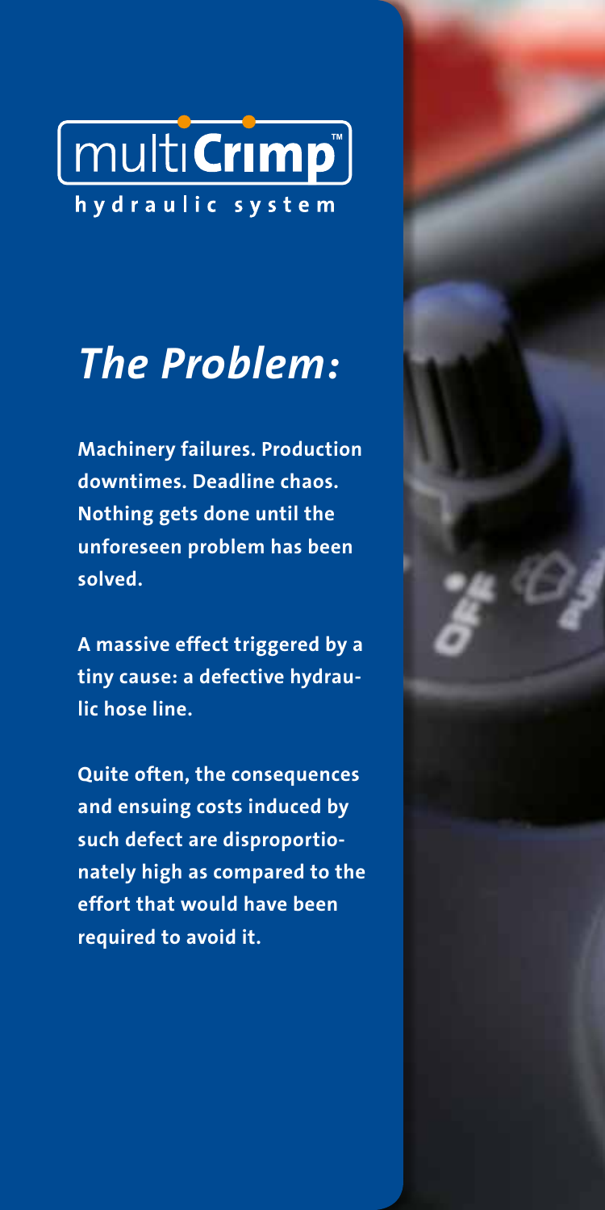multiCrimp™

hydraulic system

# *The Problem:*

**Machinery failures. Production downtimes. Deadline chaos. Nothing gets done until the unforeseen problem has been solved.**

**A massive effect triggered by a tiny cause: a defective hydraulic hose line.**

**Quite often, the consequences and ensuing costs induced by such defect are disproportionately high as compared to the effort that would have been required to avoid it.**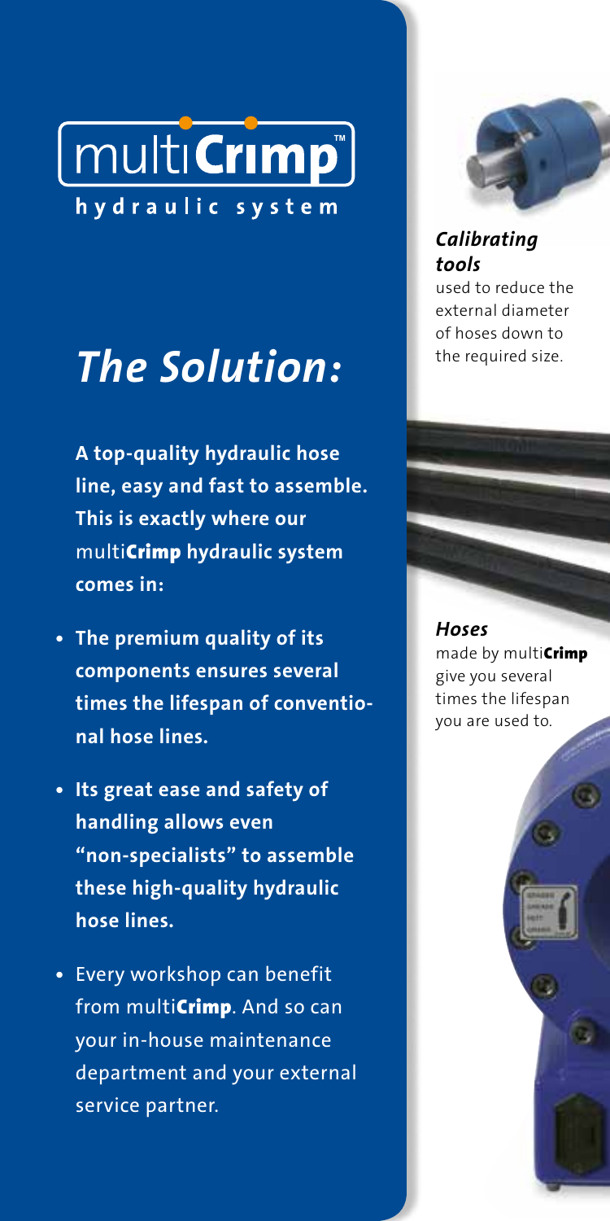multi**Crimp**™
hydraulic system

# *The Solution:*

**A top-quality hydraulic hose line, easy and fast to assemble. This is exactly where our multiCrimp hydraulic system comes in:**

- **The premium quality of its components ensures several times the lifespan of conventional hose lines.**
- **Its great ease and safety of handling allows even "non-specialists" to assemble these high-quality hydraulic hose lines.**
- Every workshop can benefit from multi**Crimp**. And so can your in-house maintenance department and your external service partner.

***Calibrating tools***
used to reduce the external diameter of hoses down to the required size.

***Hoses***
made by multi**Crimp** give you several times the lifespan you are used to.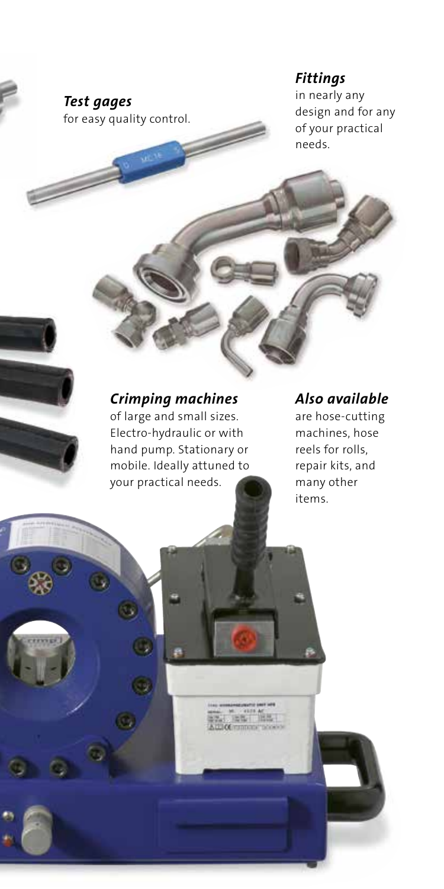***Test gages***
for easy quality control.

***Fittings***
in nearly any design and for any of your practical needs.

***Crimping machines***
of large and small sizes. Electro-hydraulic or with hand pump. Stationary or mobile. Ideally attuned to your practical needs.

***Also available***
are hose-cutting machines, hose reels for rolls, repair kits, and many other items.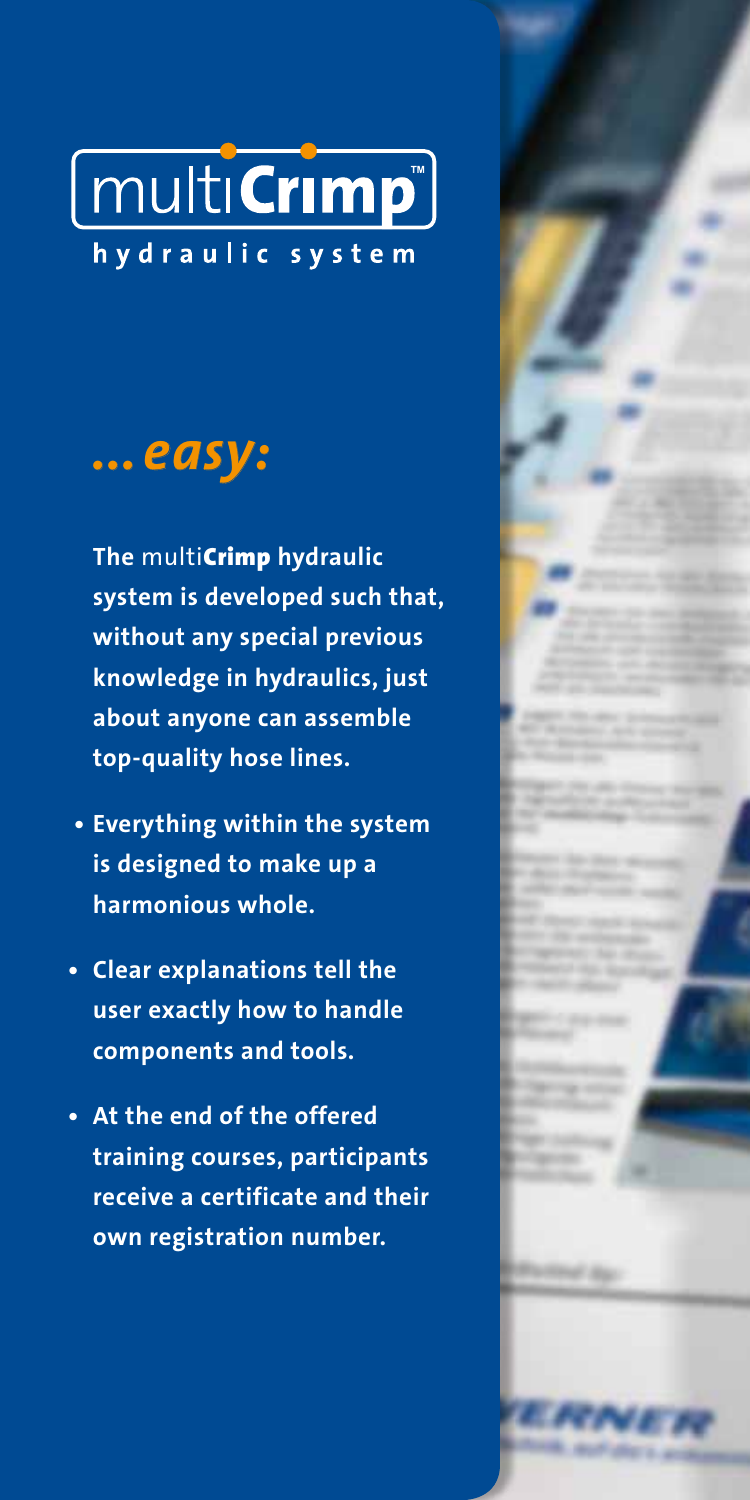# multiCrimp™

**hydraulic system**

## ... *easy:*

**The multiCrimp hydraulic system is developed such that, without any special previous knowledge in hydraulics, just about anyone can assemble top-quality hose lines.**

- **Everything within the system is designed to make up a harmonious whole.**
- **Clear explanations tell the user exactly how to handle components and tools.**
- **At the end of the offered training courses, participants receive a certificate and their own registration number.**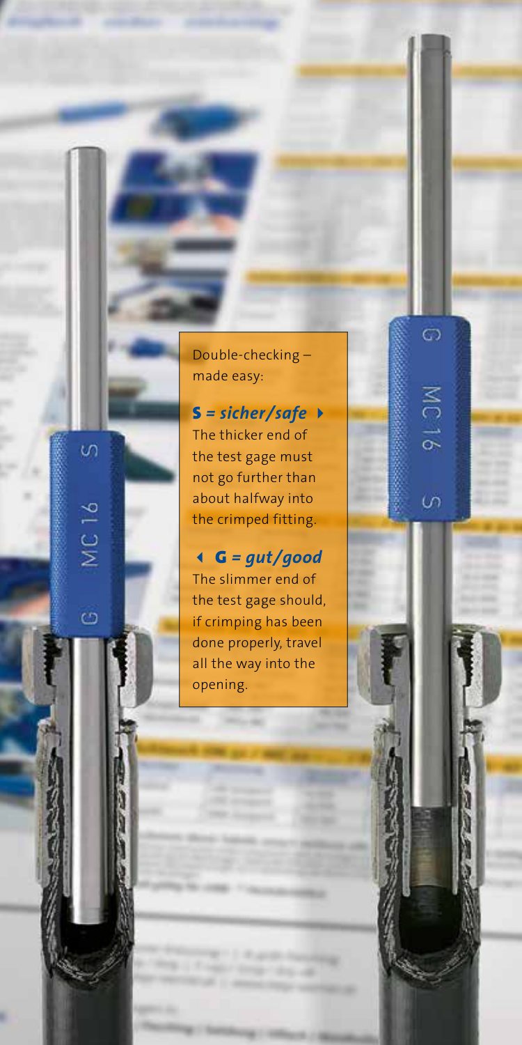Double-checking – made easy:

***S = sicher/safe*** ▸
The thicker end of the test gage must not go further than about halfway into the crimped fitting.

◂ ***G = gut/good***
The slimmer end of the test gage should, if crimping has been done properly, travel all the way into the opening.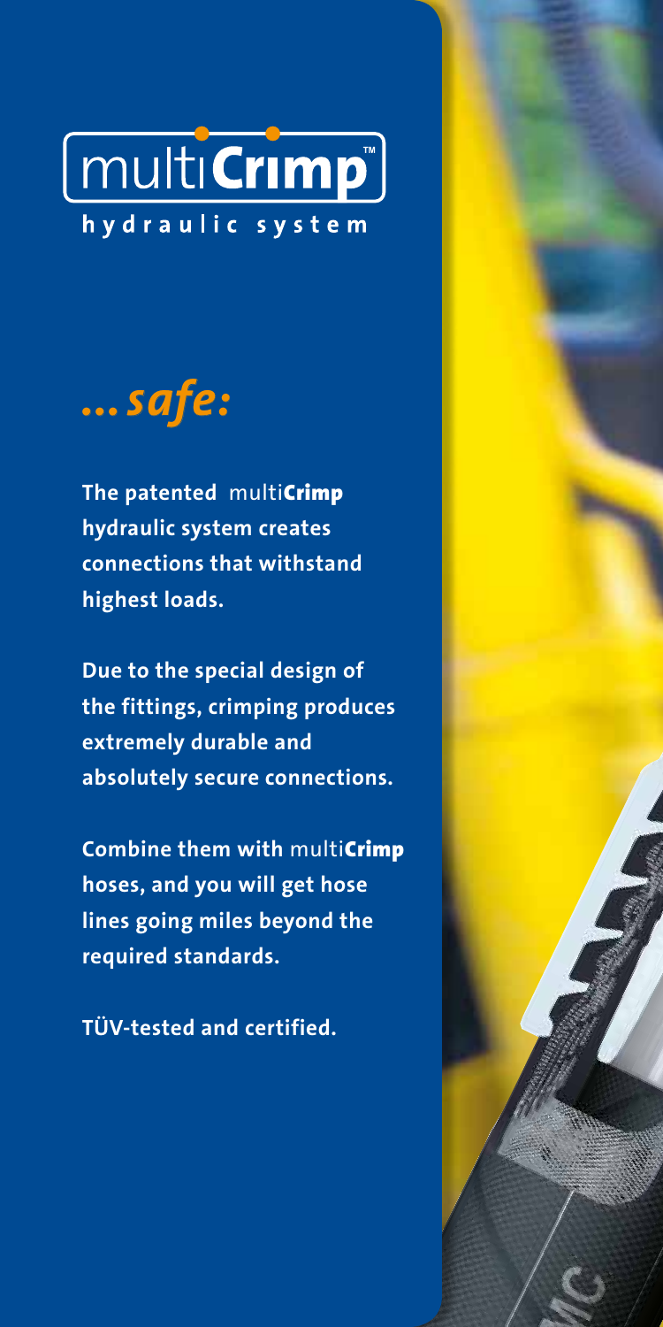# multi**Crimp**™

**hydraulic system**

## *... safe:*

**The patented multiCrimp hydraulic system creates connections that withstand highest loads.**

**Due to the special design of the fittings, crimping produces extremely durable and absolutely secure connections.**

**Combine them with multiCrimp hoses, and you will get hose lines going miles beyond the required standards.**

**TÜV-tested and certified.**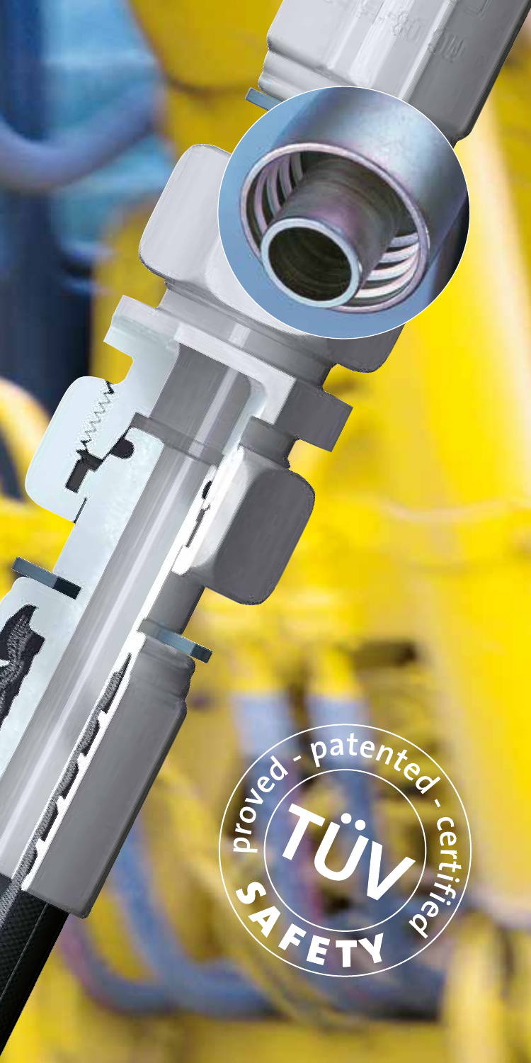proved - patented - certified

TÜV

SAFETY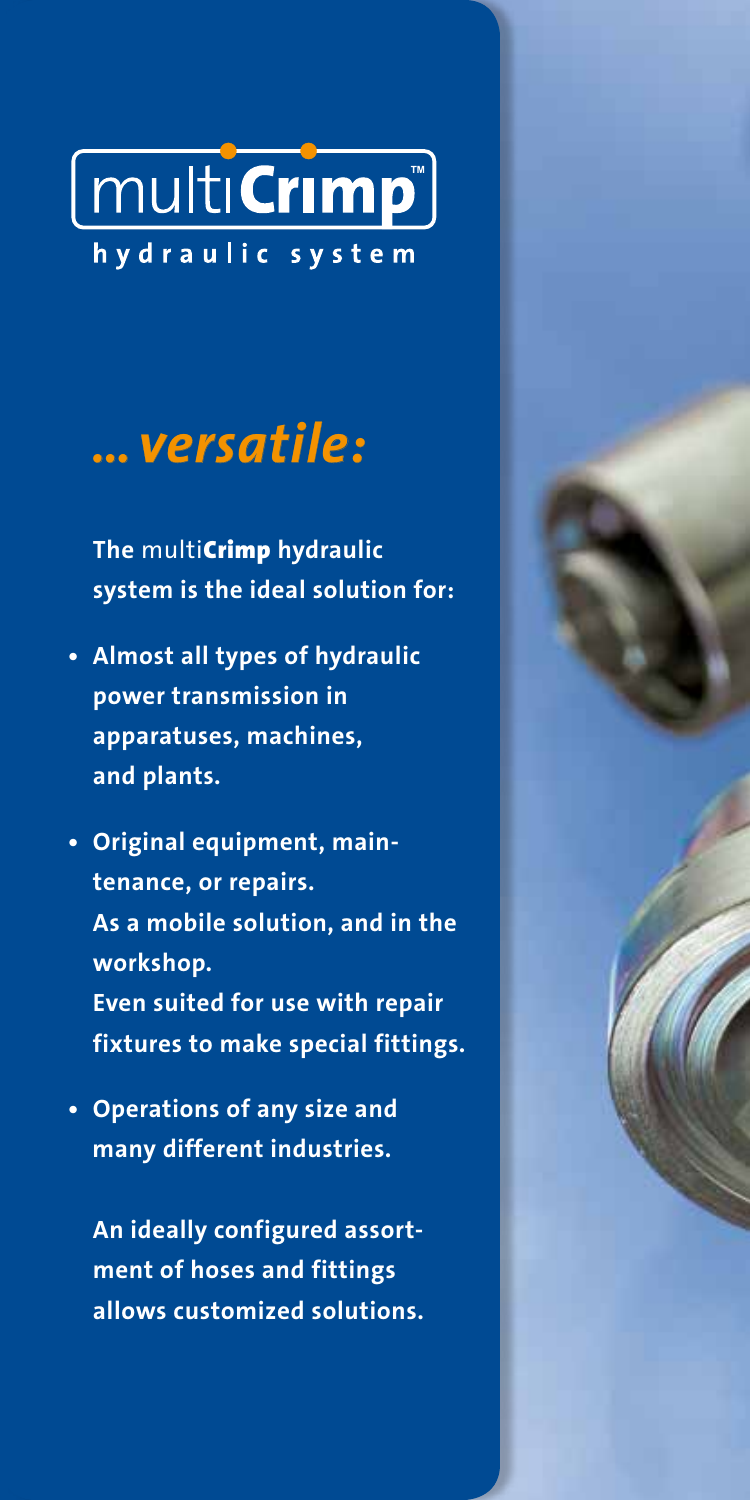# multiCrimp™

**hydraulic system**

## *... versatile:*

**The multiCrimp hydraulic system is the ideal solution for:**

- **Almost all types of hydraulic power transmission in apparatuses, machines, and plants.**
- **Original equipment, maintenance, or repairs.**
  **As a mobile solution, and in the workshop.**
  **Even suited for use with repair fixtures to make special fittings.**
- **Operations of any size and many different industries.**

  **An ideally configured assortment of hoses and fittings allows customized solutions.**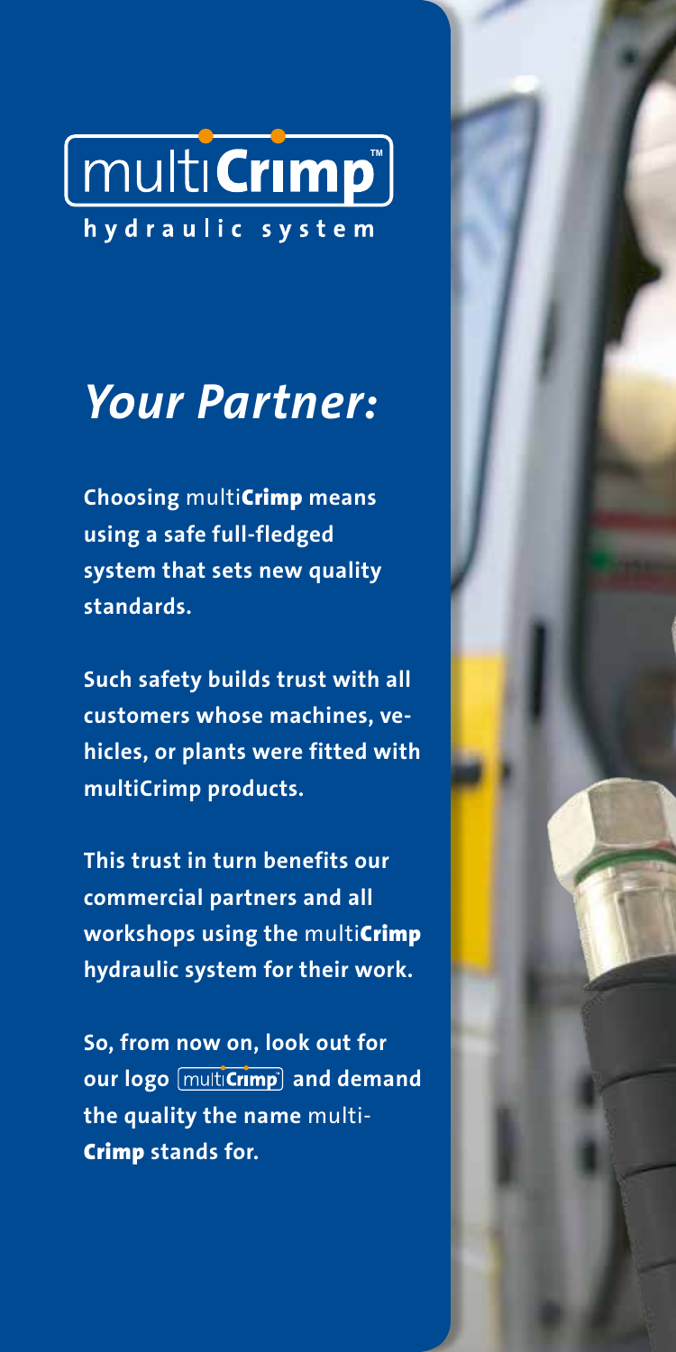# multiCrimp™

hydraulic system

## *Your Partner:*

**Choosing** multi**Crimp means using a safe full-fledged system that sets new quality standards.**

**Such safety builds trust with all customers whose machines, vehicles, or plants were fitted with multiCrimp products.**

**This trust in turn benefits our commercial partners and all workshops using the** multi**Crimp hydraulic system for their work.**

**So, from now on, look out for our logo** multi**Crimp** **and demand the quality the name** multi**Crimp stands for.**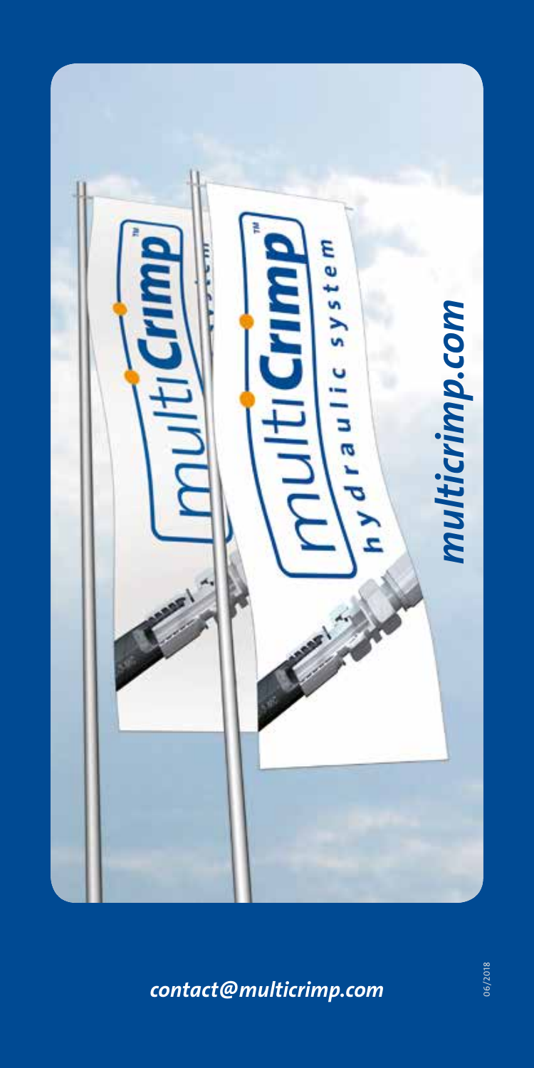*multicrimp.com*

*contact@multicrimp.com*

06/2018